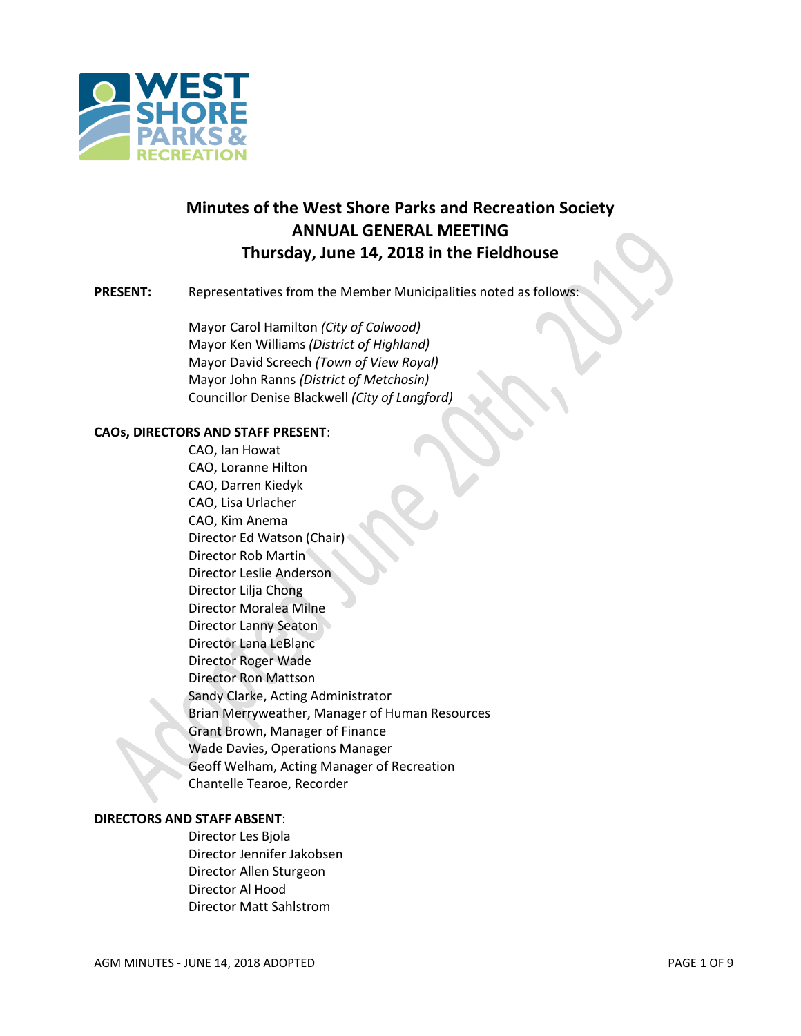# Minutes of the West Shore Parks and Recreation Society
## ANNUAL GENERAL MEETING
## Thursday, June 14, 2018 in the Fieldhouse

**PRESENT:** Representatives from the Member Municipalities noted as follows:

Mayor Carol Hamilton *(City of Colwood)*
Mayor Ken Williams *(District of Highland)*
Mayor David Screech *(Town of View Royal)*
Mayor John Ranns *(District of Metchosin)*
Councillor Denise Blackwell *(City of Langford)*

**CAOs, DIRECTORS AND STAFF PRESENT**:

CAO, Ian Howat
CAO, Loranne Hilton
CAO, Darren Kiedyk
CAO, Lisa Urlacher
CAO, Kim Anema
Director Ed Watson (Chair)
Director Rob Martin
Director Leslie Anderson
Director Lilja Chong
Director Moralea Milne
Director Lanny Seaton
Director Lana LeBlanc
Director Roger Wade
Director Ron Mattson
Sandy Clarke, Acting Administrator
Brian Merryweather, Manager of Human Resources
Grant Brown, Manager of Finance
Wade Davies, Operations Manager
Geoff Welham, Acting Manager of Recreation
Chantelle Tearoe, Recorder

**DIRECTORS AND STAFF ABSENT**:

Director Les Bjola
Director Jennifer Jakobsen
Director Allen Sturgeon
Director Al Hood
Director Matt Sahlstrom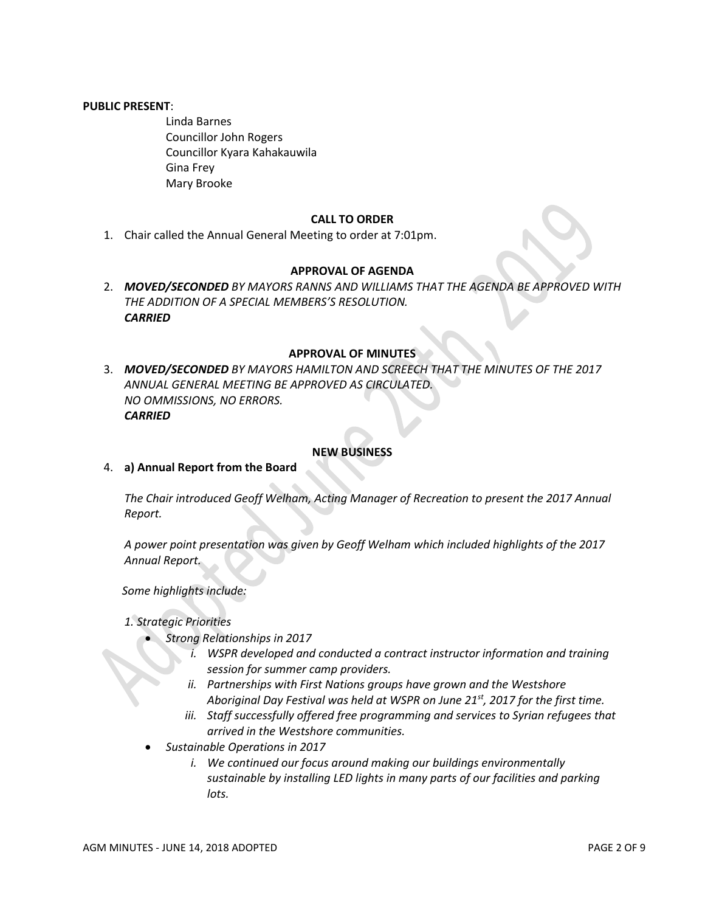**PUBLIC PRESENT**:

Linda Barnes
Councillor John Rogers
Councillor Kyara Kahakauwila
Gina Frey
Mary Brooke

**CALL TO ORDER**

1. Chair called the Annual General Meeting to order at 7:01pm.

**APPROVAL OF AGENDA**

2. ***MOVED/SECONDED*** *BY MAYORS RANNS AND WILLIAMS THAT THE AGENDA BE APPROVED WITH THE ADDITION OF A SPECIAL MEMBERS'S RESOLUTION.*
***CARRIED***

**APPROVAL OF MINUTES**

3. ***MOVED/SECONDED*** *BY MAYORS HAMILTON AND SCREECH THAT THE MINUTES OF THE 2017 ANNUAL GENERAL MEETING BE APPROVED AS CIRCULATED.*
*NO OMMISSIONS, NO ERRORS.*
***CARRIED***

**NEW BUSINESS**

4. **a) Annual Report from the Board**

*The Chair introduced Geoff Welham, Acting Manager of Recreation to present the 2017 Annual Report.*

*A power point presentation was given by Geoff Welham which included highlights of the 2017 Annual Report.*

*Some highlights include:*

*1. Strategic Priorities*

- *Strong Relationships in 2017*
    - *i. WSPR developed and conducted a contract instructor information and training session for summer camp providers.*
    - *ii. Partnerships with First Nations groups have grown and the Westshore Aboriginal Day Festival was held at WSPR on June 21st, 2017 for the first time.*
    - *iii. Staff successfully offered free programming and services to Syrian refugees that arrived in the Westshore communities.*
- *Sustainable Operations in 2017*
    - *i. We continued our focus around making our buildings environmentally sustainable by installing LED lights in many parts of our facilities and parking lots.*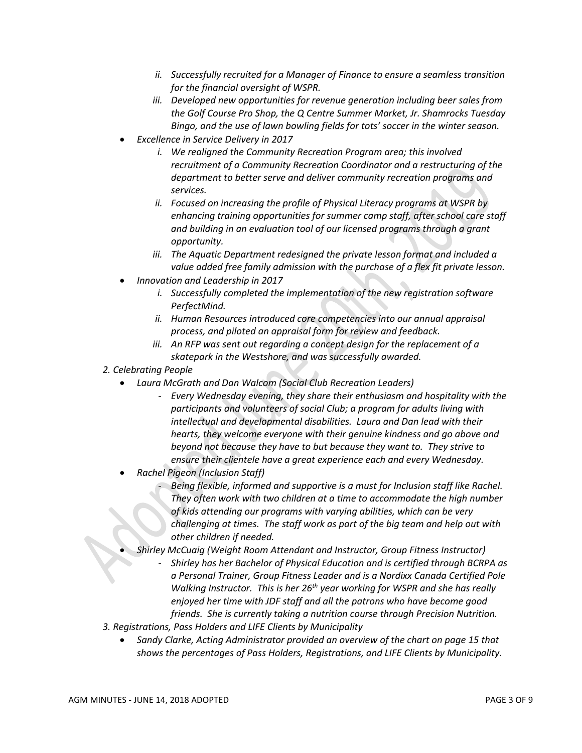- *ii. Successfully recruited for a Manager of Finance to ensure a seamless transition for the financial oversight of WSPR.*
  - *iii. Developed new opportunities for revenue generation including beer sales from the Golf Course Pro Shop, the Q Centre Summer Market, Jr. Shamrocks Tuesday Bingo, and the use of lawn bowling fields for tots' soccer in the winter season.*
- *Excellence in Service Delivery in 2017*
  - *i. We realigned the Community Recreation Program area; this involved recruitment of a Community Recreation Coordinator and a restructuring of the department to better serve and deliver community recreation programs and services.*
  - *ii. Focused on increasing the profile of Physical Literacy programs at WSPR by enhancing training opportunities for summer camp staff, after school care staff and building in an evaluation tool of our licensed programs through a grant opportunity.*
  - *iii. The Aquatic Department redesigned the private lesson format and included a value added free family admission with the purchase of a flex fit private lesson.*
- *Innovation and Leadership in 2017*
  - *i. Successfully completed the implementation of the new registration software PerfectMind.*
  - *ii. Human Resources introduced core competencies into our annual appraisal process, and piloted an appraisal form for review and feedback.*
  - *iii. An RFP was sent out regarding a concept design for the replacement of a skatepark in the Westshore, and was successfully awarded.*

*2. Celebrating People*

- *Laura McGrath and Dan Walcom (Social Club Recreation Leaders)*
  - *Every Wednesday evening, they share their enthusiasm and hospitality with the participants and volunteers of social Club; a program for adults living with intellectual and developmental disabilities. Laura and Dan lead with their hearts, they welcome everyone with their genuine kindness and go above and beyond not because they have to but because they want to. They strive to ensure their clientele have a great experience each and every Wednesday.*
- *Rachel Pigeon (Inclusion Staff)*
  - *Being flexible, informed and supportive is a must for Inclusion staff like Rachel. They often work with two children at a time to accommodate the high number of kids attending our programs with varying abilities, which can be very challenging at times. The staff work as part of the big team and help out with other children if needed.*
- *Shirley McCuaig (Weight Room Attendant and Instructor, Group Fitness Instructor)*
  - *Shirley has her Bachelor of Physical Education and is certified through BCRPA as a Personal Trainer, Group Fitness Leader and is a Nordixx Canada Certified Pole Walking Instructor. This is her 26th year working for WSPR and she has really enjoyed her time with JDF staff and all the patrons who have become good friends. She is currently taking a nutrition course through Precision Nutrition.*

*3. Registrations, Pass Holders and LIFE Clients by Municipality*

- *Sandy Clarke, Acting Administrator provided an overview of the chart on page 15 that shows the percentages of Pass Holders, Registrations, and LIFE Clients by Municipality.*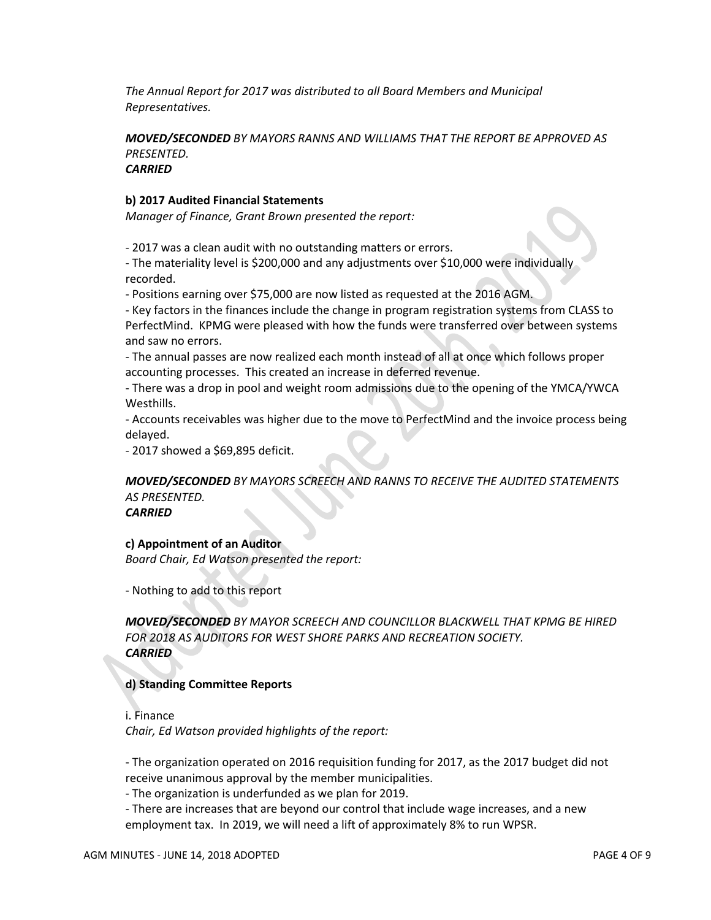*The Annual Report for 2017 was distributed to all Board Members and Municipal Representatives.*

***MOVED/SECONDED*** *BY MAYORS RANNS AND WILLIAMS THAT THE REPORT BE APPROVED AS PRESENTED.*
***CARRIED***

**b) 2017 Audited Financial Statements**
*Manager of Finance, Grant Brown presented the report:*

- 2017 was a clean audit with no outstanding matters or errors.
- The materiality level is $200,000 and any adjustments over $10,000 were individually recorded.
- Positions earning over $75,000 are now listed as requested at the 2016 AGM.
- Key factors in the finances include the change in program registration systems from CLASS to PerfectMind. KPMG were pleased with how the funds were transferred over between systems and saw no errors.
- The annual passes are now realized each month instead of all at once which follows proper accounting processes. This created an increase in deferred revenue.
- There was a drop in pool and weight room admissions due to the opening of the YMCA/YWCA Westhills.
- Accounts receivables was higher due to the move to PerfectMind and the invoice process being delayed.
- 2017 showed a $69,895 deficit.

***MOVED/SECONDED*** *BY MAYORS SCREECH AND RANNS TO RECEIVE THE AUDITED STATEMENTS AS PRESENTED.*
***CARRIED***

**c) Appointment of an Auditor**
*Board Chair, Ed Watson presented the report:*

- Nothing to add to this report

***MOVED/SECONDED*** *BY MAYOR SCREECH AND COUNCILLOR BLACKWELL THAT KPMG BE HIRED FOR 2018 AS AUDITORS FOR WEST SHORE PARKS AND RECREATION SOCIETY.*
***CARRIED***

**d) Standing Committee Reports**

i. Finance
*Chair, Ed Watson provided highlights of the report:*

- The organization operated on 2016 requisition funding for 2017, as the 2017 budget did not receive unanimous approval by the member municipalities.
- The organization is underfunded as we plan for 2019.
- There are increases that are beyond our control that include wage increases, and a new employment tax. In 2019, we will need a lift of approximately 8% to run WPSR.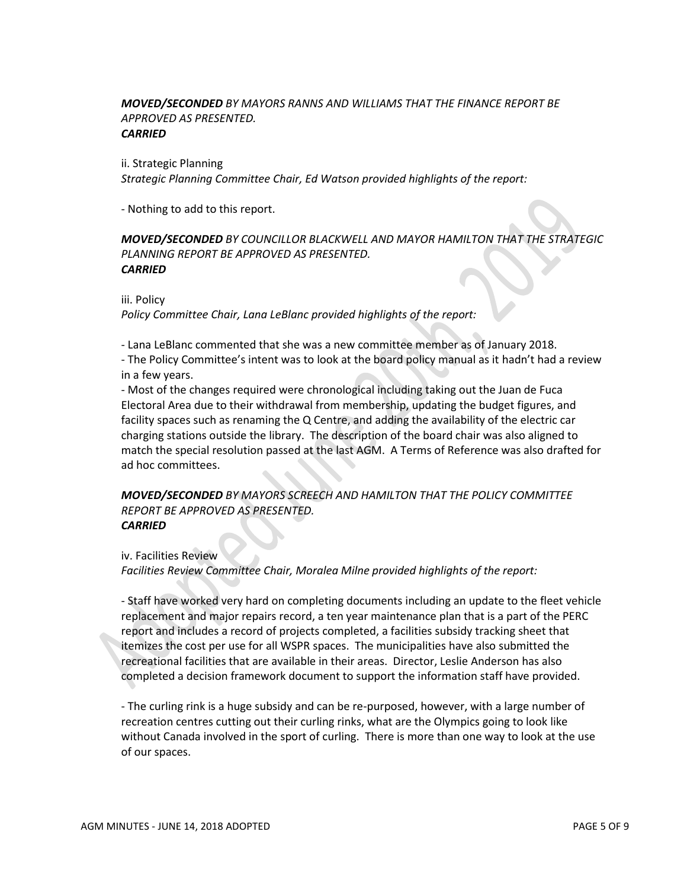***MOVED/SECONDED** BY MAYORS RANNS AND WILLIAMS THAT THE FINANCE REPORT BE APPROVED AS PRESENTED.*
***CARRIED***

ii. Strategic Planning
*Strategic Planning Committee Chair, Ed Watson provided highlights of the report:*

- Nothing to add to this report.

***MOVED/SECONDED** BY COUNCILLOR BLACKWELL AND MAYOR HAMILTON THAT THE STRATEGIC PLANNING REPORT BE APPROVED AS PRESENTED.*
***CARRIED***

iii. Policy
*Policy Committee Chair, Lana LeBlanc provided highlights of the report:*

- Lana LeBlanc commented that she was a new committee member as of January 2018.
- The Policy Committee's intent was to look at the board policy manual as it hadn't had a review in a few years.
- Most of the changes required were chronological including taking out the Juan de Fuca Electoral Area due to their withdrawal from membership, updating the budget figures, and facility spaces such as renaming the Q Centre, and adding the availability of the electric car charging stations outside the library. The description of the board chair was also aligned to match the special resolution passed at the last AGM. A Terms of Reference was also drafted for ad hoc committees.

***MOVED/SECONDED** BY MAYORS SCREECH AND HAMILTON THAT THE POLICY COMMITTEE REPORT BE APPROVED AS PRESENTED.*
***CARRIED***

iv. Facilities Review
*Facilities Review Committee Chair, Moralea Milne provided highlights of the report:*

- Staff have worked very hard on completing documents including an update to the fleet vehicle replacement and major repairs record, a ten year maintenance plan that is a part of the PERC report and includes a record of projects completed, a facilities subsidy tracking sheet that itemizes the cost per use for all WSPR spaces. The municipalities have also submitted the recreational facilities that are available in their areas. Director, Leslie Anderson has also completed a decision framework document to support the information staff have provided.

- The curling rink is a huge subsidy and can be re-purposed, however, with a large number of recreation centres cutting out their curling rinks, what are the Olympics going to look like without Canada involved in the sport of curling. There is more than one way to look at the use of our spaces.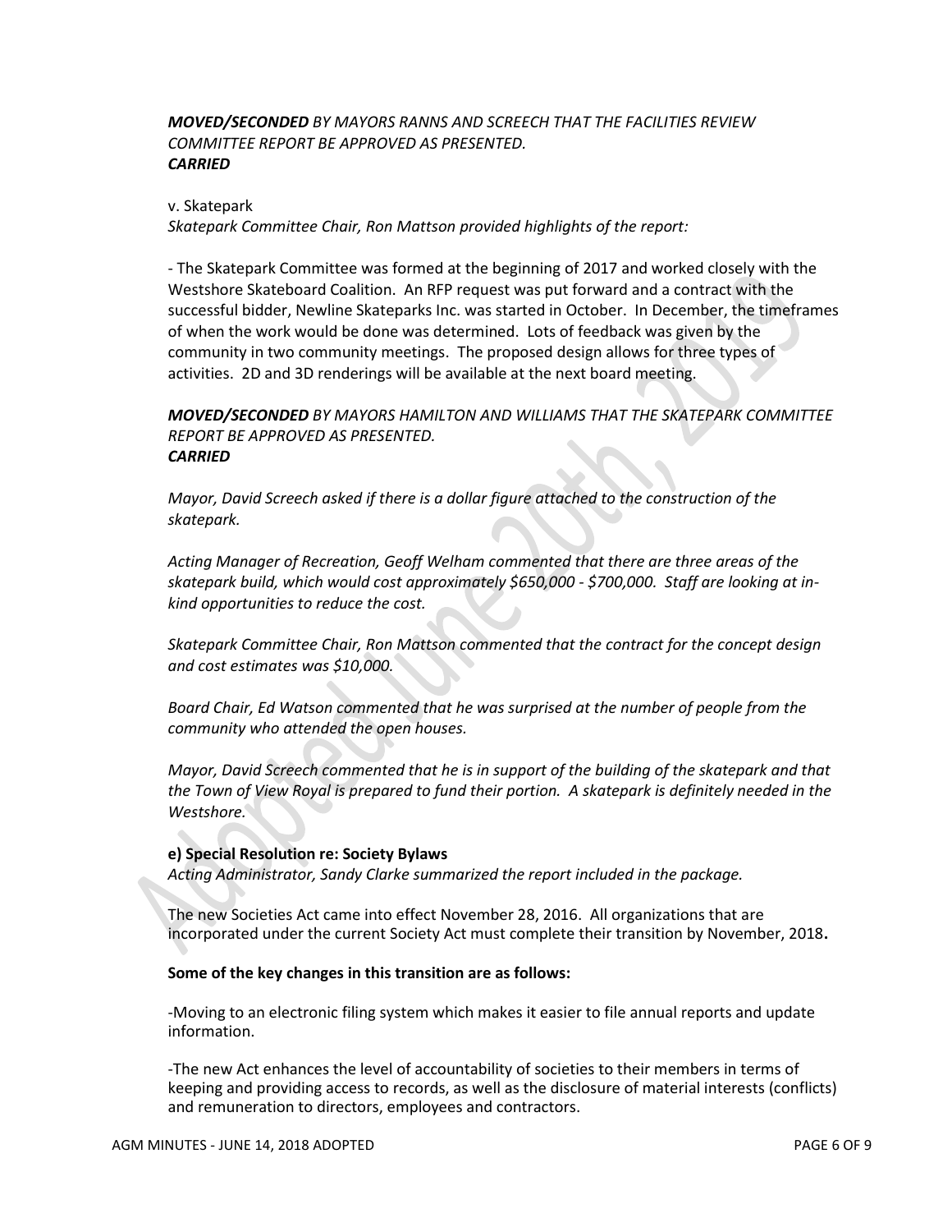***MOVED/SECONDED** BY MAYORS RANNS AND SCREECH THAT THE FACILITIES REVIEW COMMITTEE REPORT BE APPROVED AS PRESENTED.*
***CARRIED***

v. Skatepark
*Skatepark Committee Chair, Ron Mattson provided highlights of the report:*

- The Skatepark Committee was formed at the beginning of 2017 and worked closely with the Westshore Skateboard Coalition. An RFP request was put forward and a contract with the successful bidder, Newline Skateparks Inc. was started in October. In December, the timeframes of when the work would be done was determined. Lots of feedback was given by the community in two community meetings. The proposed design allows for three types of activities. 2D and 3D renderings will be available at the next board meeting.

***MOVED/SECONDED** BY MAYORS HAMILTON AND WILLIAMS THAT THE SKATEPARK COMMITTEE REPORT BE APPROVED AS PRESENTED.*
***CARRIED***

*Mayor, David Screech asked if there is a dollar figure attached to the construction of the skatepark.*

*Acting Manager of Recreation, Geoff Welham commented that there are three areas of the skatepark build, which would cost approximately $650,000 - $700,000. Staff are looking at in-kind opportunities to reduce the cost.*

*Skatepark Committee Chair, Ron Mattson commented that the contract for the concept design and cost estimates was $10,000.*

*Board Chair, Ed Watson commented that he was surprised at the number of people from the community who attended the open houses.*

*Mayor, David Screech commented that he is in support of the building of the skatepark and that the Town of View Royal is prepared to fund their portion. A skatepark is definitely needed in the Westshore.*

**e) Special Resolution re: Society Bylaws**
*Acting Administrator, Sandy Clarke summarized the report included in the package.*

The new Societies Act came into effect November 28, 2016. All organizations that are incorporated under the current Society Act must complete their transition by November, 2018**.**

**Some of the key changes in this transition are as follows:**

-Moving to an electronic filing system which makes it easier to file annual reports and update information.

-The new Act enhances the level of accountability of societies to their members in terms of keeping and providing access to records, as well as the disclosure of material interests (conflicts) and remuneration to directors, employees and contractors.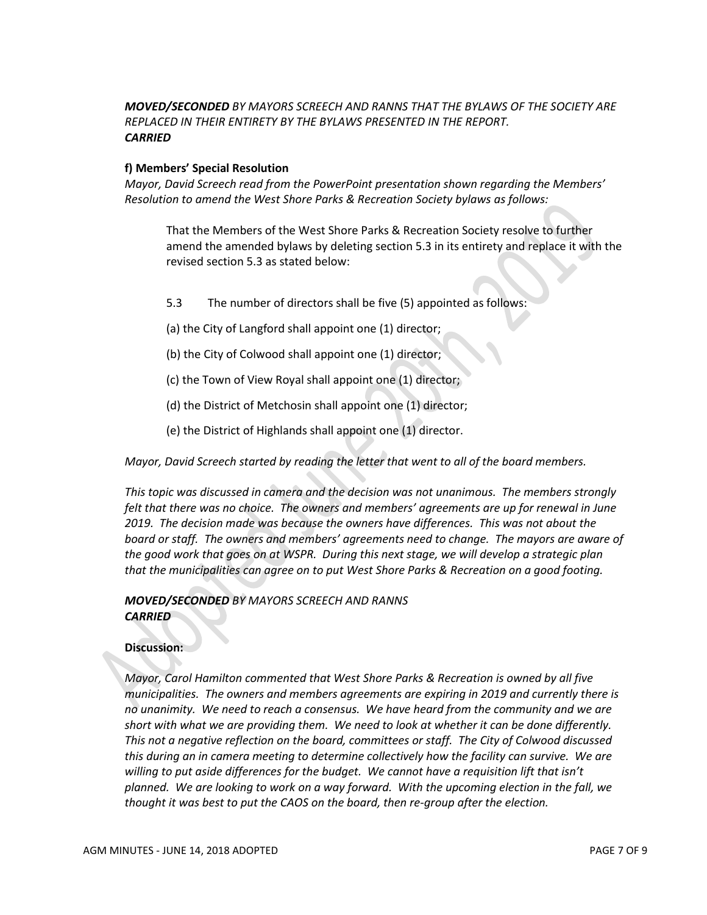***MOVED/SECONDED*** *BY MAYORS SCREECH AND RANNS THAT THE BYLAWS OF THE SOCIETY ARE REPLACED IN THEIR ENTIRETY BY THE BYLAWS PRESENTED IN THE REPORT.*
***CARRIED***

**f) Members' Special Resolution**

*Mayor, David Screech read from the PowerPoint presentation shown regarding the Members' Resolution to amend the West Shore Parks & Recreation Society bylaws as follows:*

> That the Members of the West Shore Parks & Recreation Society resolve to further amend the amended bylaws by deleting section 5.3 in its entirety and replace it with the revised section 5.3 as stated below:
>
> 5.3 The number of directors shall be five (5) appointed as follows:
>
> (a) the City of Langford shall appoint one (1) director;
>
> (b) the City of Colwood shall appoint one (1) director;
>
> (c) the Town of View Royal shall appoint one (1) director;
>
> (d) the District of Metchosin shall appoint one (1) director;
>
> (e) the District of Highlands shall appoint one (1) director.

*Mayor, David Screech started by reading the letter that went to all of the board members.*

*This topic was discussed in camera and the decision was not unanimous. The members strongly felt that there was no choice. The owners and members' agreements are up for renewal in June 2019. The decision made was because the owners have differences. This was not about the board or staff. The owners and members' agreements need to change. The mayors are aware of the good work that goes on at WSPR. During this next stage, we will develop a strategic plan that the municipalities can agree on to put West Shore Parks & Recreation on a good footing.*

***MOVED/SECONDED*** *BY MAYORS SCREECH AND RANNS*
***CARRIED***

**Discussion:**

*Mayor, Carol Hamilton commented that West Shore Parks & Recreation is owned by all five municipalities. The owners and members agreements are expiring in 2019 and currently there is no unanimity. We need to reach a consensus. We have heard from the community and we are short with what we are providing them. We need to look at whether it can be done differently. This not a negative reflection on the board, committees or staff. The City of Colwood discussed this during an in camera meeting to determine collectively how the facility can survive. We are willing to put aside differences for the budget. We cannot have a requisition lift that isn't planned. We are looking to work on a way forward. With the upcoming election in the fall, we thought it was best to put the CAOS on the board, then re-group after the election.*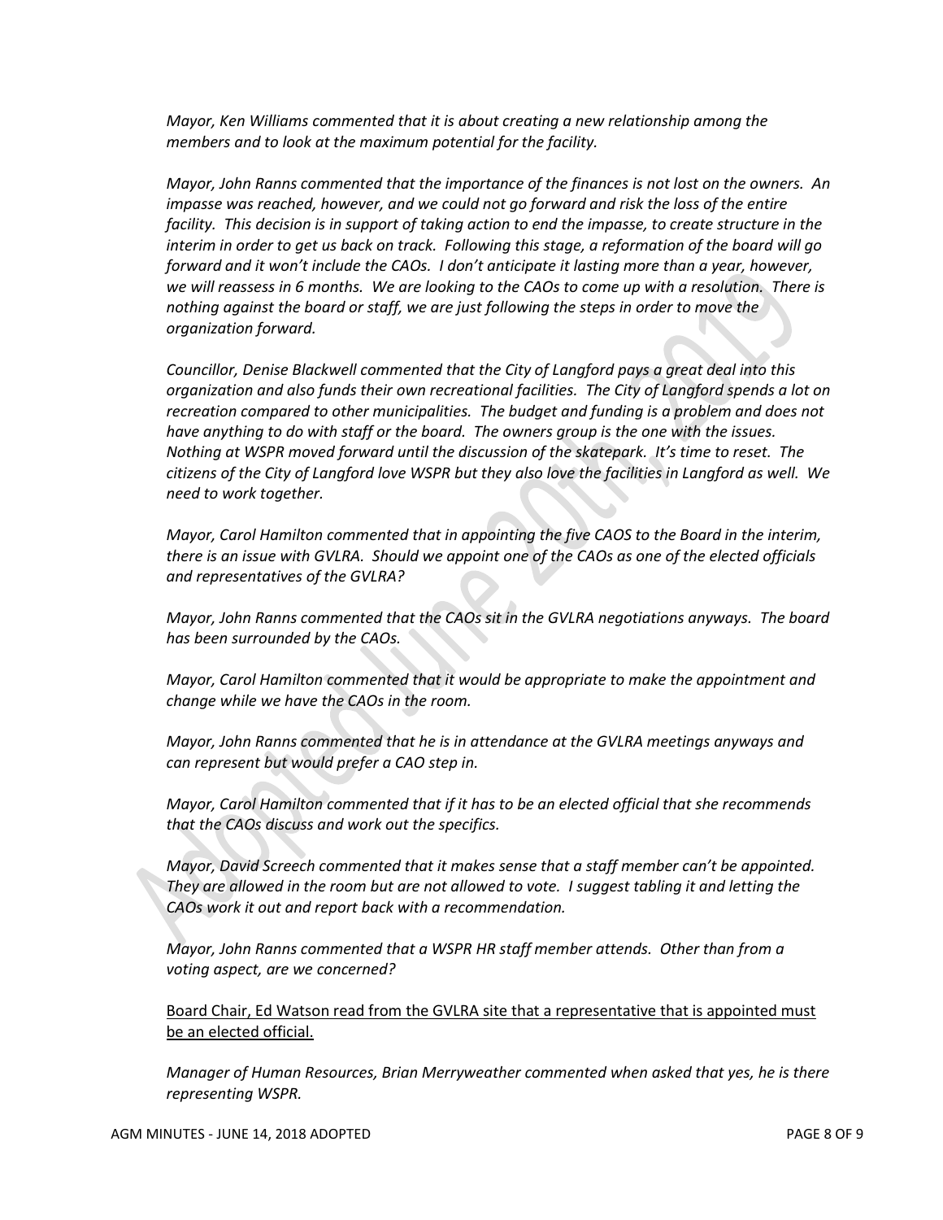*Mayor, Ken Williams commented that it is about creating a new relationship among the members and to look at the maximum potential for the facility.*

*Mayor, John Ranns commented that the importance of the finances is not lost on the owners. An impasse was reached, however, and we could not go forward and risk the loss of the entire facility. This decision is in support of taking action to end the impasse, to create structure in the interim in order to get us back on track. Following this stage, a reformation of the board will go forward and it won't include the CAOs. I don't anticipate it lasting more than a year, however, we will reassess in 6 months. We are looking to the CAOs to come up with a resolution. There is nothing against the board or staff, we are just following the steps in order to move the organization forward.*

*Councillor, Denise Blackwell commented that the City of Langford pays a great deal into this organization and also funds their own recreational facilities. The City of Langford spends a lot on recreation compared to other municipalities. The budget and funding is a problem and does not have anything to do with staff or the board. The owners group is the one with the issues. Nothing at WSPR moved forward until the discussion of the skatepark. It's time to reset. The citizens of the City of Langford love WSPR but they also love the facilities in Langford as well. We need to work together.*

*Mayor, Carol Hamilton commented that in appointing the five CAOS to the Board in the interim, there is an issue with GVLRA. Should we appoint one of the CAOs as one of the elected officials and representatives of the GVLRA?*

*Mayor, John Ranns commented that the CAOs sit in the GVLRA negotiations anyways. The board has been surrounded by the CAOs.*

*Mayor, Carol Hamilton commented that it would be appropriate to make the appointment and change while we have the CAOs in the room.*

*Mayor, John Ranns commented that he is in attendance at the GVLRA meetings anyways and can represent but would prefer a CAO step in.*

*Mayor, Carol Hamilton commented that if it has to be an elected official that she recommends that the CAOs discuss and work out the specifics.*

*Mayor, David Screech commented that it makes sense that a staff member can't be appointed. They are allowed in the room but are not allowed to vote. I suggest tabling it and letting the CAOs work it out and report back with a recommendation.*

*Mayor, John Ranns commented that a WSPR HR staff member attends. Other than from a voting aspect, are we concerned?*

<u>Board Chair, Ed Watson read from the GVLRA site that a representative that is appointed must be an elected official.</u>

*Manager of Human Resources, Brian Merryweather commented when asked that yes, he is there representing WSPR.*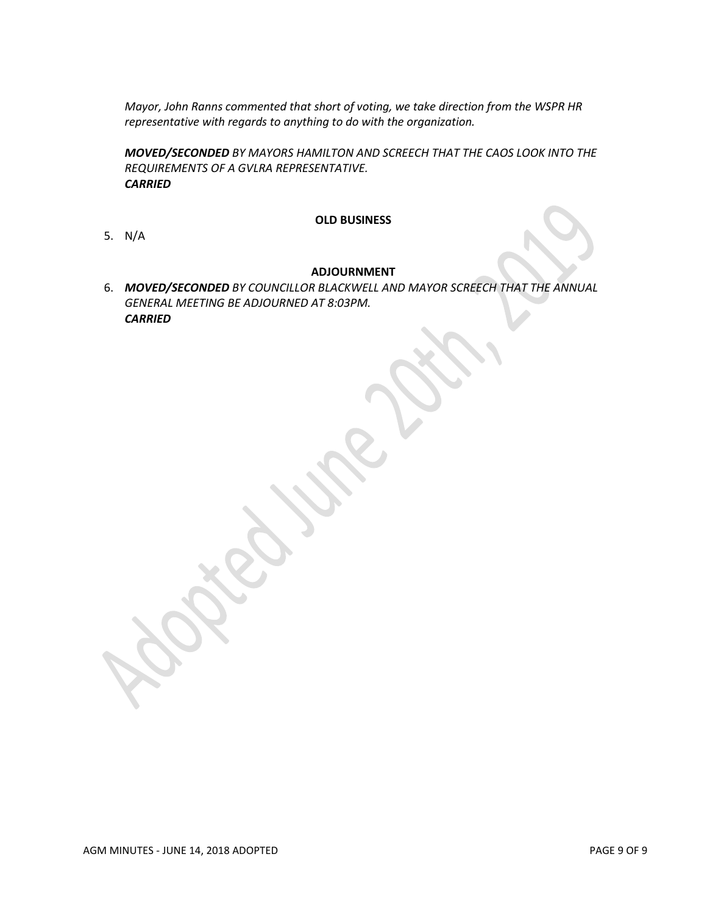*Mayor, John Ranns commented that short of voting, we take direction from the WSPR HR representative with regards to anything to do with the organization.*

***MOVED/SECONDED** BY MAYORS HAMILTON AND SCREECH THAT THE CAOS LOOK INTO THE REQUIREMENTS OF A GVLRA REPRESENTATIVE.*
***CARRIED***

**OLD BUSINESS**

5. N/A

**ADJOURNMENT**

6. ***MOVED/SECONDED** BY COUNCILLOR BLACKWELL AND MAYOR SCREECH THAT THE ANNUAL GENERAL MEETING BE ADJOURNED AT 8:03PM.*
   ***CARRIED***

Adopted June 20th, 2019